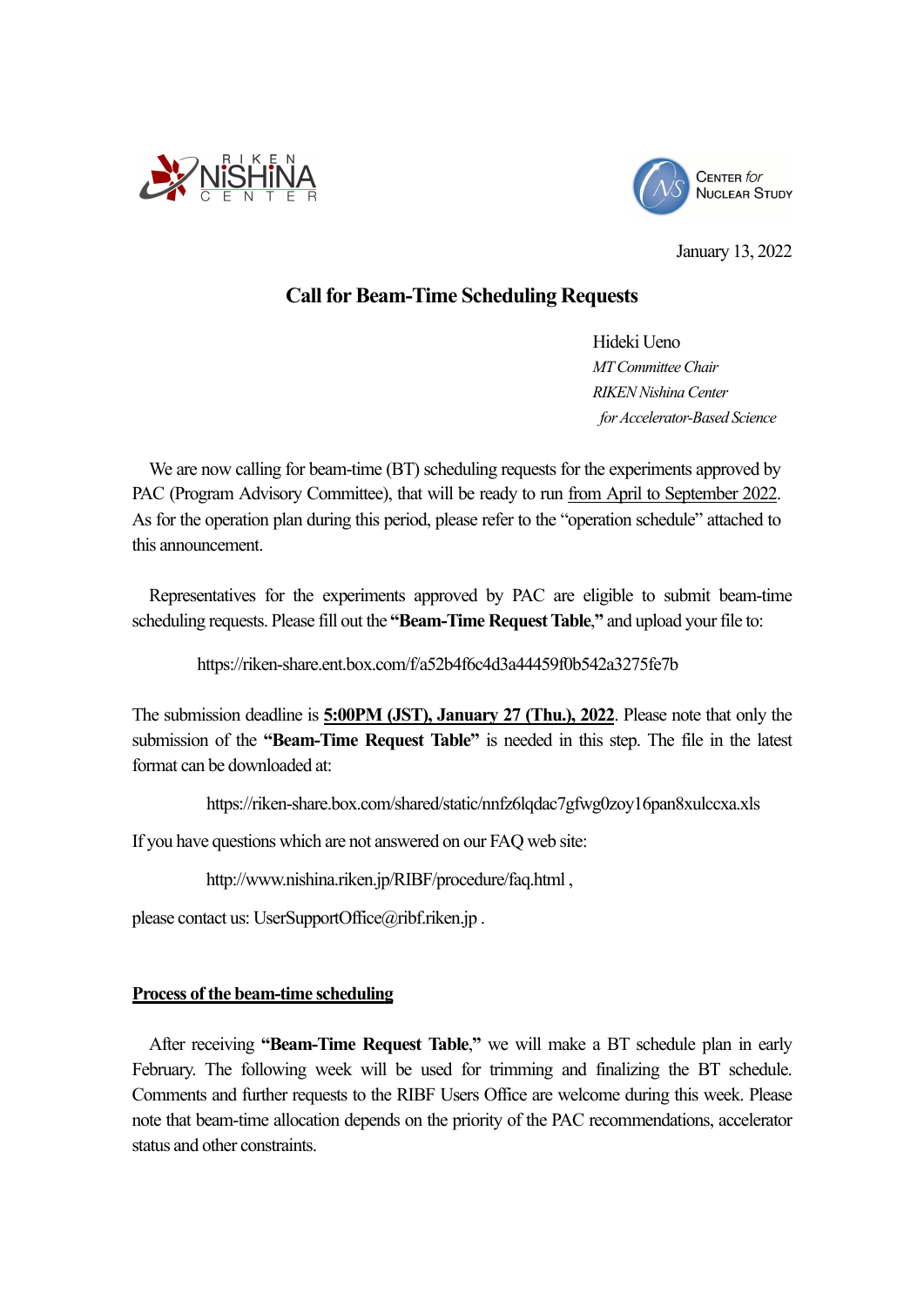RIKEN NISHINA CENTER

CENTER *for* NUCLEAR STUDY

January 13, 2022

# Call for Beam-Time Scheduling Requests

Hideki Ueno  
*MT Committee Chair*  
*RIKEN Nishina Center*  
*for Accelerator-Based Science*

We are now calling for beam-time (BT) scheduling requests for the experiments approved by PAC (Program Advisory Committee), that will be ready to run from April to September 2022. As for the operation plan during this period, please refer to the "operation schedule" attached to this announcement.

Representatives for the experiments approved by PAC are eligible to submit beam-time scheduling requests. Please fill out the **"Beam-Time Request Table,"** and upload your file to:

https://riken-share.ent.box.com/f/a52b4f6c4d3a44459f0b542a3275fe7b

The submission deadline is **5:00PM (JST), January 27 (Thu.), 2022**. Please note that only the submission of the **"Beam-Time Request Table"** is needed in this step. The file in the latest format can be downloaded at:

https://riken-share.box.com/shared/static/nnfz6lqdac7gfwg0zoy16pan8xulccxa.xls

If you have questions which are not answered on our FAQ web site:

http://www.nishina.riken.jp/RIBF/procedure/faq.html ,

please contact us: UserSupportOffice@ribf.riken.jp .

## Process of the beam-time scheduling

After receiving **"Beam-Time Request Table,"** we will make a BT schedule plan in early February. The following week will be used for trimming and finalizing the BT schedule. Comments and further requests to the RIBF Users Office are welcome during this week. Please note that beam-time allocation depends on the priority of the PAC recommendations, accelerator status and other constraints.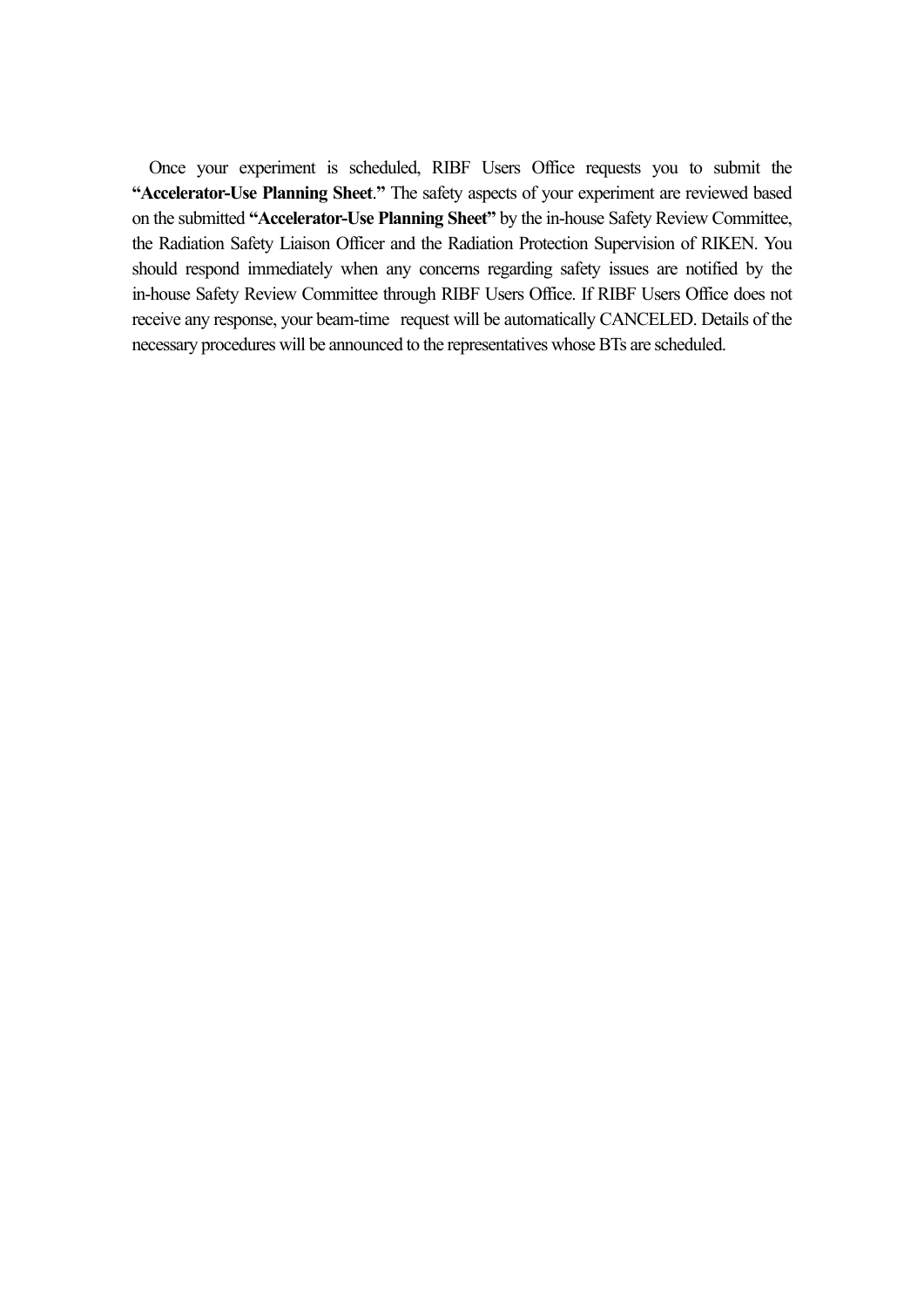Once your experiment is scheduled, RIBF Users Office requests you to submit the **"Accelerator-Use Planning Sheet."** The safety aspects of your experiment are reviewed based on the submitted **"Accelerator-Use Planning Sheet"** by the in-house Safety Review Committee, the Radiation Safety Liaison Officer and the Radiation Protection Supervision of RIKEN. You should respond immediately when any concerns regarding safety issues are notified by the in-house Safety Review Committee through RIBF Users Office. If RIBF Users Office does not receive any response, your beam-time request will be automatically CANCELED. Details of the necessary procedures will be announced to the representatives whose BTs are scheduled.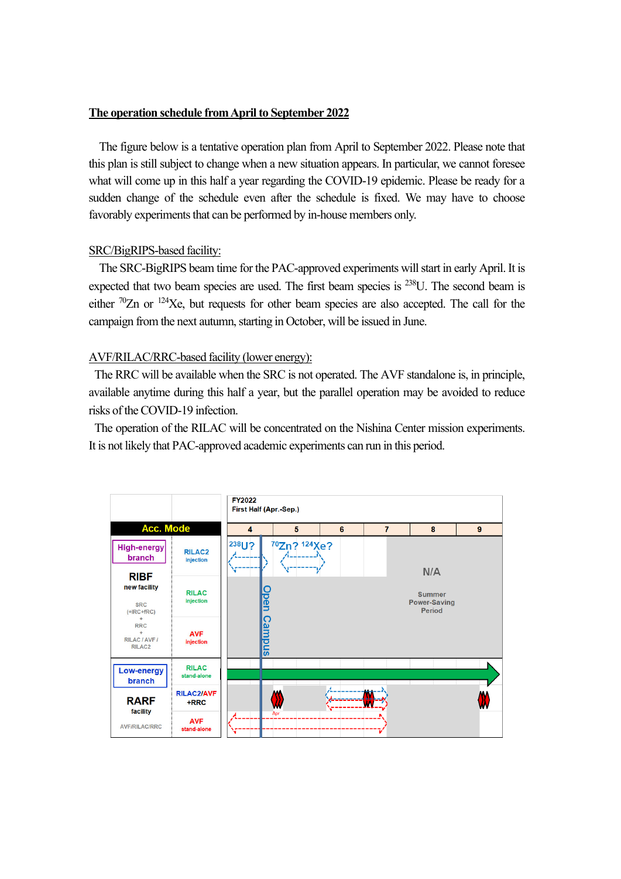# The operation schedule from April to September 2022

The figure below is a tentative operation plan from April to September 2022. Please note that this plan is still subject to change when a new situation appears. In particular, we cannot foresee what will come up in this half a year regarding the COVID-19 epidemic. Please be ready for a sudden change of the schedule even after the schedule is fixed. We may have to choose favorably experiments that can be performed by in-house members only.

## SRC/BigRIPS-based facility:

The SRC-BigRIPS beam time for the PAC-approved experiments will start in early April. It is expected that two beam species are used. The first beam species is $^{238}U$. The second beam is either $^{70}Zn$ or $^{124}Xe$, but requests for other beam species are also accepted. The call for the campaign from the next autumn, starting in October, will be issued in June.

## AVF/RILAC/RRC-based facility (lower energy):

The RRC will be available when the SRC is not operated. The AVF standalone is, in principle, available anytime during this half a year, but the parallel operation may be avoided to reduce risks of the COVID-19 infection.

The operation of the RILAC will be concentrated on the Nishina Center mission experiments. It is not likely that PAC-approved academic experiments can run in this period.

FY2022
First Half (Apr.-Sep.)

Acc. Mode

4 5 6 7 8 9

High-energy branch
RIBF
new facility
SRC (+IRC+fRC) + RRC + RILAC / AVF / RILAC2

RILAC2 injection
RILAC injection
AVF injection

$^{238}U$?
$^{70}Zn$? $^{124}Xe$?

Open Campus

N/A
Summer Power-Saving Period

Low-energy branch
RARF facility
AVF/RILAC/RRC

RILAC stand-alone
RILAC2/AVF +RRC
AVF stand-alone

Apr